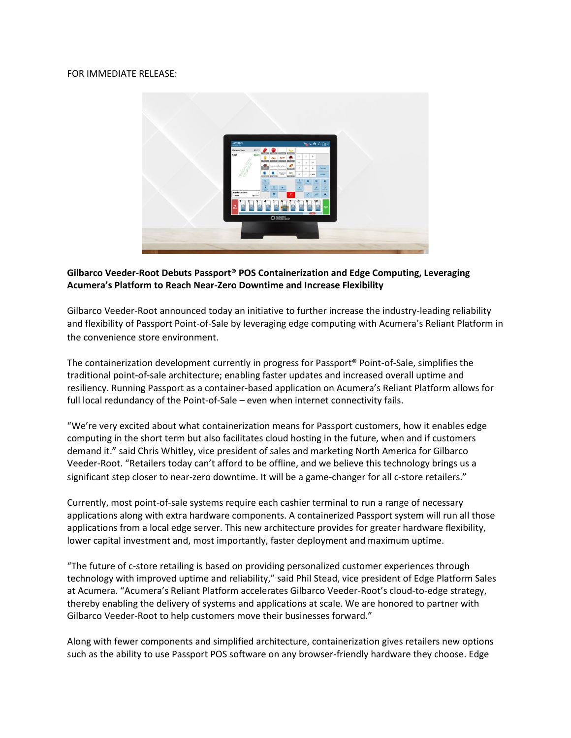FOR IMMEDIATE RELEASE:

**Gilbarco Veeder-Root Debuts Passport® POS Containerization and Edge Computing, Leveraging Acumera's Platform to Reach Near-Zero Downtime and Increase Flexibility**

Gilbarco Veeder-Root announced today an initiative to further increase the industry-leading reliability and flexibility of Passport Point-of-Sale by leveraging edge computing with Acumera's Reliant Platform in the convenience store environment.

The containerization development currently in progress for Passport® Point-of-Sale, simplifies the traditional point-of-sale architecture; enabling faster updates and increased overall uptime and resiliency. Running Passport as a container-based application on Acumera's Reliant Platform allows for full local redundancy of the Point-of-Sale – even when internet connectivity fails.

"We're very excited about what containerization means for Passport customers, how it enables edge computing in the short term but also facilitates cloud hosting in the future, when and if customers demand it." said Chris Whitley, vice president of sales and marketing North America for Gilbarco Veeder-Root. "Retailers today can't afford to be offline, and we believe this technology brings us a significant step closer to near-zero downtime. It will be a game-changer for all c-store retailers."

Currently, most point-of-sale systems require each cashier terminal to run a range of necessary applications along with extra hardware components. A containerized Passport system will run all those applications from a local edge server. This new architecture provides for greater hardware flexibility, lower capital investment and, most importantly, faster deployment and maximum uptime.

"The future of c-store retailing is based on providing personalized customer experiences through technology with improved uptime and reliability," said Phil Stead, vice president of Edge Platform Sales at Acumera. "Acumera's Reliant Platform accelerates Gilbarco Veeder-Root's cloud-to-edge strategy, thereby enabling the delivery of systems and applications at scale. We are honored to partner with Gilbarco Veeder-Root to help customers move their businesses forward."

Along with fewer components and simplified architecture, containerization gives retailers new options such as the ability to use Passport POS software on any browser-friendly hardware they choose. Edge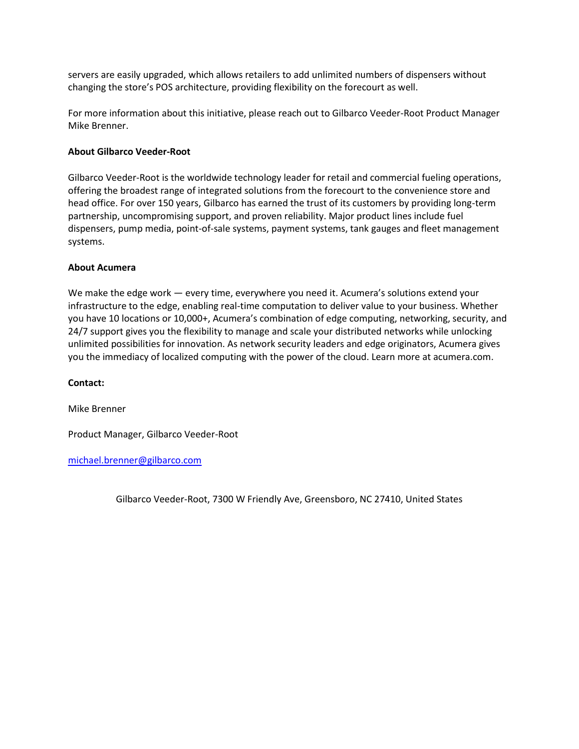servers are easily upgraded, which allows retailers to add unlimited numbers of dispensers without changing the store's POS architecture, providing flexibility on the forecourt as well.

For more information about this initiative, please reach out to Gilbarco Veeder-Root Product Manager Mike Brenner.

**About Gilbarco Veeder-Root**

Gilbarco Veeder-Root is the worldwide technology leader for retail and commercial fueling operations, offering the broadest range of integrated solutions from the forecourt to the convenience store and head office. For over 150 years, Gilbarco has earned the trust of its customers by providing long-term partnership, uncompromising support, and proven reliability. Major product lines include fuel dispensers, pump media, point-of-sale systems, payment systems, tank gauges and fleet management systems.

**About Acumera**

We make the edge work — every time, everywhere you need it. Acumera's solutions extend your infrastructure to the edge, enabling real-time computation to deliver value to your business. Whether you have 10 locations or 10,000+, Acumera's combination of edge computing, networking, security, and 24/7 support gives you the flexibility to manage and scale your distributed networks while unlocking unlimited possibilities for innovation. As network security leaders and edge originators, Acumera gives you the immediacy of localized computing with the power of the cloud. Learn more at acumera.com.

**Contact:**

Mike Brenner

Product Manager, Gilbarco Veeder-Root

michael.brenner@gilbarco.com

Gilbarco Veeder-Root, 7300 W Friendly Ave, Greensboro, NC 27410, United States